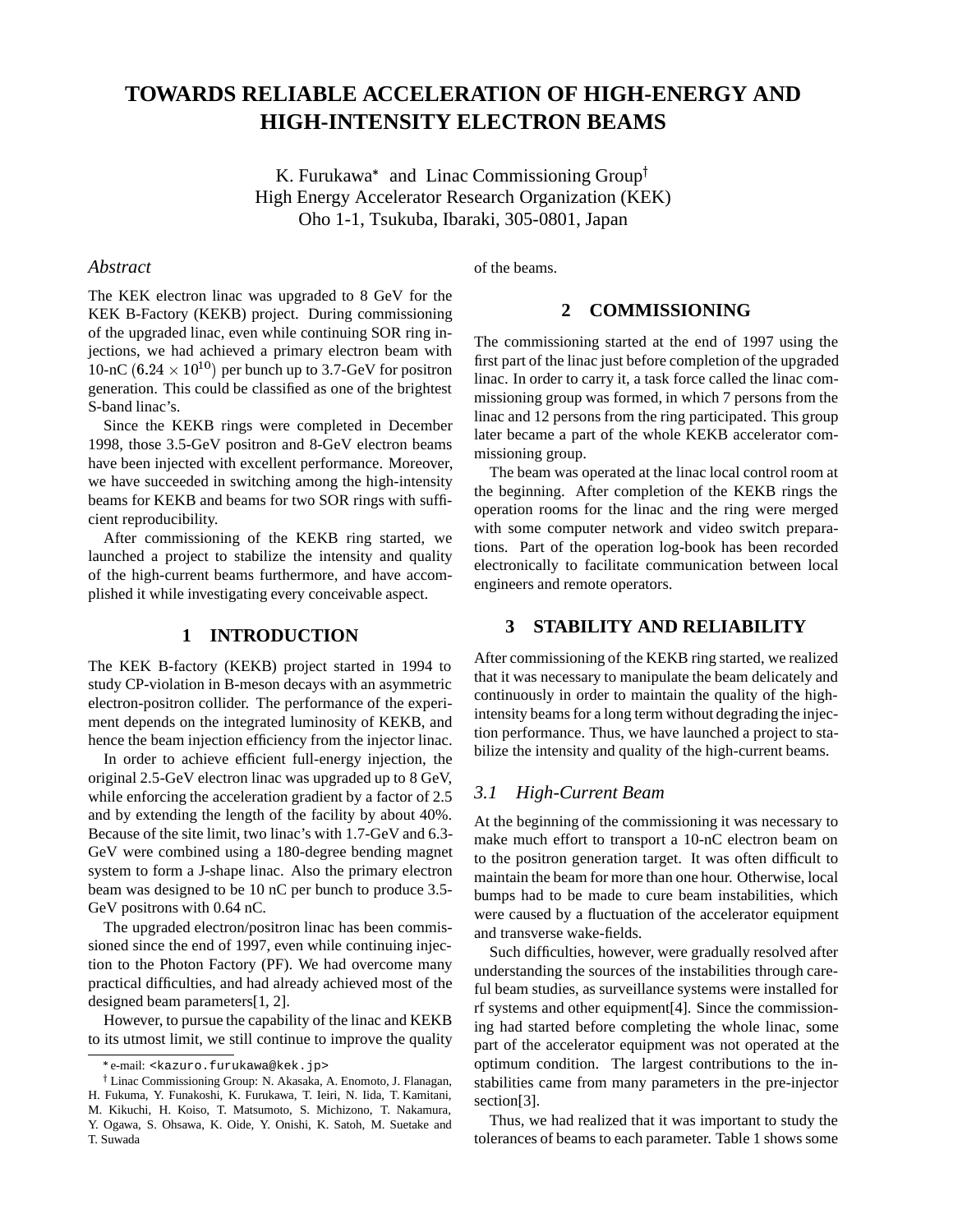# TOWARDS RELIABLE ACCELERATION OF HIGH-ENERGY AND HIGH-INTENSITY ELECTRON BEAMS

K. Furukawa* and Linac Commissioning Group†
High Energy Accelerator Research Organization (KEK)
Oho 1-1, Tsukuba, Ibaraki, 305-0801, Japan

## *Abstract*

The KEK electron linac was upgraded to 8 GeV for the KEK B-Factory (KEKB) project. During commissioning of the upgraded linac, even while continuing SOR ring injections, we had achieved a primary electron beam with 10-nC ($6.24 \times 10^{10}$) per bunch up to 3.7-GeV for positron generation. This could be classified as one of the brightest S-band linac's.

Since the KEKB rings were completed in December 1998, those 3.5-GeV positron and 8-GeV electron beams have been injected with excellent performance. Moreover, we have succeeded in switching among the high-intensity beams for KEKB and beams for two SOR rings with sufficient reproducibility.

After commissioning of the KEKB ring started, we launched a project to stabilize the intensity and quality of the high-current beams furthermore, and have accomplished it while investigating every conceivable aspect.

## 1 INTRODUCTION

The KEK B-factory (KEKB) project started in 1994 to study CP-violation in B-meson decays with an asymmetric electron-positron collider. The performance of the experiment depends on the integrated luminosity of KEKB, and hence the beam injection efficiency from the injector linac.

In order to achieve efficient full-energy injection, the original 2.5-GeV electron linac was upgraded up to 8 GeV, while enforcing the acceleration gradient by a factor of 2.5 and by extending the length of the facility by about 40%. Because of the site limit, two linac's with 1.7-GeV and 6.3-GeV were combined using a 180-degree bending magnet system to form a J-shape linac. Also the primary electron beam was designed to be 10 nC per bunch to produce 3.5-GeV positrons with 0.64 nC.

The upgraded electron/positron linac has been commissioned since the end of 1997, even while continuing injection to the Photon Factory (PF). We had overcome many practical difficulties, and had already achieved most of the designed beam parameters[1, 2].

However, to pursue the capability of the linac and KEKB to its utmost limit, we still continue to improve the quality of the beams.

## 2 COMMISSIONING

The commissioning started at the end of 1997 using the first part of the linac just before completion of the upgraded linac. In order to carry it, a task force called the linac commissioning group was formed, in which 7 persons from the linac and 12 persons from the ring participated. This group later became a part of the whole KEKB accelerator commissioning group.

The beam was operated at the linac local control room at the beginning. After completion of the KEKB rings the operation rooms for the linac and the ring were merged with some computer network and video switch preparations. Part of the operation log-book has been recorded electronically to facilitate communication between local engineers and remote operators.

## 3 STABILITY AND RELIABILITY

After commissioning of the KEKB ring started, we realized that it was necessary to manipulate the beam delicately and continuously in order to maintain the quality of the high-intensity beams for a long term without degrading the injection performance. Thus, we have launched a project to stabilize the intensity and quality of the high-current beams.

### *3.1 High-Current Beam*

At the beginning of the commissioning it was necessary to make much effort to transport a 10-nC electron beam on to the positron generation target. It was often difficult to maintain the beam for more than one hour. Otherwise, local bumps had to be made to cure beam instabilities, which were caused by a fluctuation of the accelerator equipment and transverse wake-fields.

Such difficulties, however, were gradually resolved after understanding the sources of the instabilities through careful beam studies, as surveillance systems were installed for rf systems and other equipment[4]. Since the commissioning had started before completing the whole linac, some part of the accelerator equipment was not operated at the optimum condition. The largest contributions to the instabilities came from many parameters in the pre-injector section[3].

Thus, we had realized that it was important to study the tolerances of beams to each parameter. Table 1 shows some

---

* e-mail: <kazuro.furukawa@kek.jp>

† Linac Commissioning Group: N. Akasaka, A. Enomoto, J. Flanagan, H. Fukuma, Y. Funakoshi, K. Furukawa, T. Ieiri, N. Iida, T. Kamitani, M. Kikuchi, H. Koiso, T. Matsumoto, S. Michizono, T. Nakamura, Y. Ogawa, S. Ohsawa, K. Oide, Y. Onishi, K. Satoh, M. Suetake and T. Suwada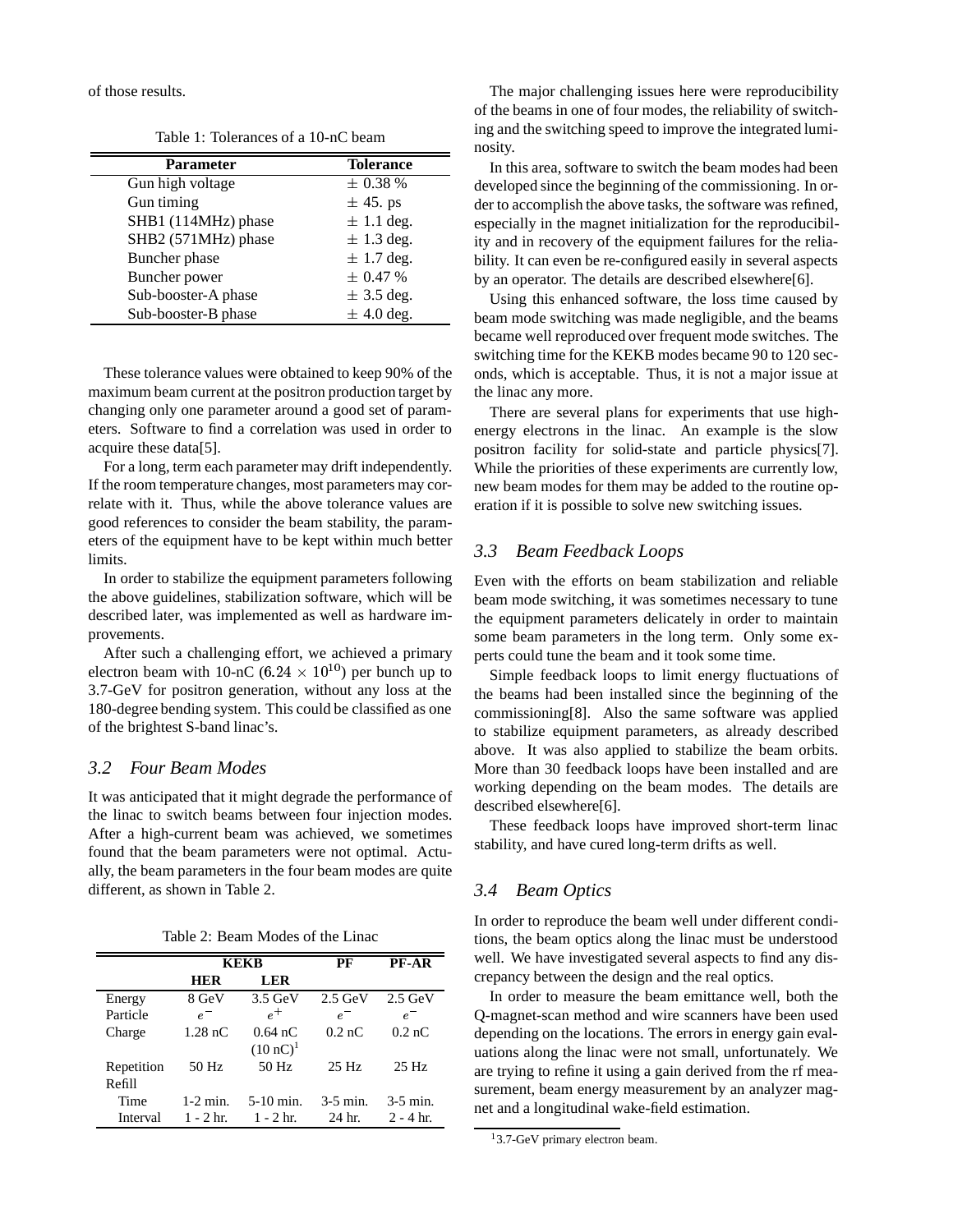of those results.

Table 1: Tolerances of a 10-nC beam

| Parameter | Tolerance |
|---|---|
| Gun high voltage | ± 0.38 % |
| Gun timing | ± 45. ps |
| SHB1 (114MHz) phase | ± 1.1 deg. |
| SHB2 (571MHz) phase | ± 1.3 deg. |
| Buncher phase | ± 1.7 deg. |
| Buncher power | ± 0.47 % |
| Sub-booster-A phase | ± 3.5 deg. |
| Sub-booster-B phase | ± 4.0 deg. |

These tolerance values were obtained to keep 90% of the maximum beam current at the positron production target by changing only one parameter around a good set of parameters. Software to find a correlation was used in order to acquire these data[5].

For a long, term each parameter may drift independently. If the room temperature changes, most parameters may correlate with it. Thus, while the above tolerance values are good references to consider the beam stability, the parameters of the equipment have to be kept within much better limits.

In order to stabilize the equipment parameters following the above guidelines, stabilization software, which will be described later, was implemented as well as hardware improvements.

After such a challenging effort, we achieved a primary electron beam with 10-nC ($6.24 \times 10^{10}$) per bunch up to 3.7-GeV for positron generation, without any loss at the 180-degree bending system. This could be classified as one of the brightest S-band linac's.

## 3.2 Four Beam Modes

It was anticipated that it might degrade the performance of the linac to switch beams between four injection modes. After a high-current beam was achieved, we sometimes found that the beam parameters were not optimal. Actually, the beam parameters in the four beam modes are quite different, as shown in Table 2.

Table 2: Beam Modes of the Linac

| | KEKB | | PF | PF-AR |
|---|---|---|---|---|
| | HER | LER | | |
| Energy | 8 GeV | 3.5 GeV | 2.5 GeV | 2.5 GeV |
| Particle | $e^-$ | $e^+$ | $e^-$ | $e^-$ |
| Charge | 1.28 nC | 0.64 nC (10 nC)[1] | 0.2 nC | 0.2 nC |
| Repetition | 50 Hz | 50 Hz | 25 Hz | 25 Hz |
| Refill | | | | |
| Time | 1-2 min. | 5-10 min. | 3-5 min. | 3-5 min. |
| Interval | 1 - 2 hr. | 1 - 2 hr. | 24 hr. | 2 - 4 hr. |

The major challenging issues here were reproducibility of the beams in one of four modes, the reliability of switching and the switching speed to improve the integrated luminosity.

In this area, software to switch the beam modes had been developed since the beginning of the commissioning. In order to accomplish the above tasks, the software was refined, especially in the magnet initialization for the reproducibility and in recovery of the equipment failures for the reliability. It can even be re-configured easily in several aspects by an operator. The details are described elsewhere[6].

Using this enhanced software, the loss time caused by beam mode switching was made negligible, and the beams became well reproduced over frequent mode switches. The switching time for the KEKB modes became 90 to 120 seconds, which is acceptable. Thus, it is not a major issue at the linac any more.

There are several plans for experiments that use high-energy electrons in the linac. An example is the slow positron facility for solid-state and particle physics[7]. While the priorities of these experiments are currently low, new beam modes for them may be added to the routine operation if it is possible to solve new switching issues.

## 3.3 Beam Feedback Loops

Even with the efforts on beam stabilization and reliable beam mode switching, it was sometimes necessary to tune the equipment parameters delicately in order to maintain some beam parameters in the long term. Only some experts could tune the beam and it took some time.

Simple feedback loops to limit energy fluctuations of the beams had been installed since the beginning of the commissioning[8]. Also the same software was applied to stabilize equipment parameters, as already described above. It was also applied to stabilize the beam orbits. More than 30 feedback loops have been installed and are working depending on the beam modes. The details are described elsewhere[6].

These feedback loops have improved short-term linac stability, and have cured long-term drifts as well.

## 3.4 Beam Optics

In order to reproduce the beam well under different conditions, the beam optics along the linac must be understood well. We have investigated several aspects to find any discrepancy between the design and the real optics.

In order to measure the beam emittance well, both the Q-magnet-scan method and wire scanners have been used depending on the locations. The errors in energy gain evaluations along the linac were not small, unfortunately. We are trying to refine it using a gain derived from the rf measurement, beam energy measurement by an analyzer magnet and a longitudinal wake-field estimation.

[1] 3.7-GeV primary electron beam.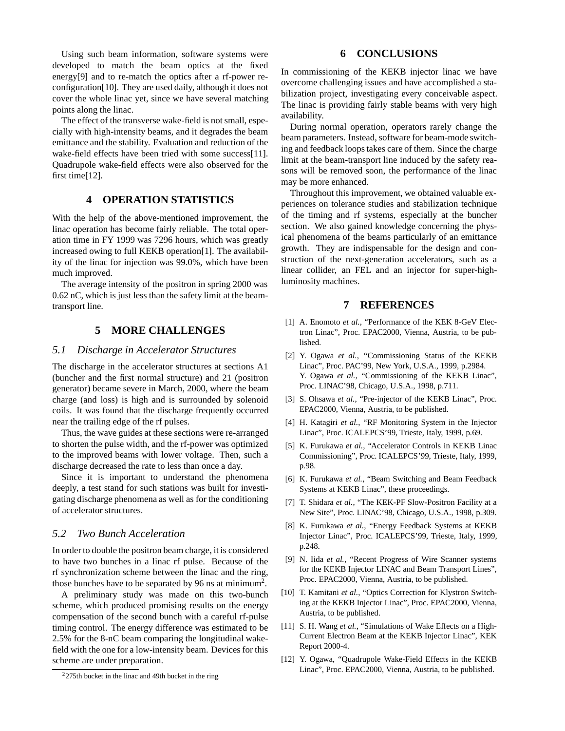Using such beam information, software systems were developed to match the beam optics at the fixed energy[9] and to re-match the optics after a rf-power re-configuration[10]. They are used daily, although it does not cover the whole linac yet, since we have several matching points along the linac.

The effect of the transverse wake-field is not small, especially with high-intensity beams, and it degrades the beam emittance and the stability. Evaluation and reduction of the wake-field effects have been tried with some success[11]. Quadrupole wake-field effects were also observed for the first time[12].

## 4 OPERATION STATISTICS

With the help of the above-mentioned improvement, the linac operation has become fairly reliable. The total operation time in FY 1999 was 7296 hours, which was greatly increased owing to full KEKB operation[1]. The availability of the linac for injection was 99.0%, which have been much improved.

The average intensity of the positron in spring 2000 was 0.62 nC, which is just less than the safety limit at the beam-transport line.

## 5 MORE CHALLENGES

### *5.1 Discharge in Accelerator Structures*

The discharge in the accelerator structures at sections A1 (buncher and the first normal structure) and 21 (positron generator) became severe in March, 2000, where the beam charge (and loss) is high and is surrounded by solenoid coils. It was found that the discharge frequently occurred near the trailing edge of the rf pulses.

Thus, the wave guides at these sections were re-arranged to shorten the pulse width, and the rf-power was optimized to the improved beams with lower voltage. Then, such a discharge decreased the rate to less than once a day.

Since it is important to understand the phenomena deeply, a test stand for such stations was built for investigating discharge phenomena as well as for the conditioning of accelerator structures.

### *5.2 Two Bunch Acceleration*

In order to double the positron beam charge, it is considered to have two bunches in a linac rf pulse. Because of the rf synchronization scheme between the linac and the ring, those bunches have to be separated by 96 ns at minimum[2].

A preliminary study was made on this two-bunch scheme, which produced promising results on the energy compensation of the second bunch with a careful rf-pulse timing control. The energy difference was estimated to be 2.5% for the 8-nC beam comparing the longitudinal wake-field with the one for a low-intensity beam. Devices for this scheme are under preparation.

[2] 275th bucket in the linac and 49th bucket in the ring

## 6 CONCLUSIONS

In commissioning of the KEKB injector linac we have overcome challenging issues and have accomplished a stabilization project, investigating every conceivable aspect. The linac is providing fairly stable beams with very high availability.

During normal operation, operators rarely change the beam parameters. Instead, software for beam-mode switching and feedback loops takes care of them. Since the charge limit at the beam-transport line induced by the safety reasons will be removed soon, the performance of the linac may be more enhanced.

Throughout this improvement, we obtained valuable experiences on tolerance studies and stabilization technique of the timing and rf systems, especially at the buncher section. We also gained knowledge concerning the physical phenomena of the beams particularly of an emittance growth. They are indispensable for the design and construction of the next-generation accelerators, such as a linear collider, an FEL and an injector for super-high-luminosity machines.

## 7 REFERENCES

[1] A. Enomoto *et al.*, "Performance of the KEK 8-GeV Electron Linac", Proc. EPAC2000, Vienna, Austria, to be published.

[2] Y. Ogawa *et al.*, "Commissioning Status of the KEKB Linac", Proc. PAC'99, New York, U.S.A., 1999, p.2984.
Y. Ogawa *et al.*, "Commissioning of the KEKB Linac", Proc. LINAC'98, Chicago, U.S.A., 1998, p.711.

[3] S. Ohsawa *et al.*, "Pre-injector of the KEKB Linac", Proc. EPAC2000, Vienna, Austria, to be published.

[4] H. Katagiri *et al.*, "RF Monitoring System in the Injector Linac", Proc. ICALEPCS'99, Trieste, Italy, 1999, p.69.

[5] K. Furukawa *et al.*, "Accelerator Controls in KEKB Linac Commissioning", Proc. ICALEPCS'99, Trieste, Italy, 1999, p.98.

[6] K. Furukawa *et al.*, "Beam Switching and Beam Feedback Systems at KEKB Linac", these proceedings.

[7] T. Shidara *et al.*, "The KEK-PF Slow-Positron Facility at a New Site", Proc. LINAC'98, Chicago, U.S.A., 1998, p.309.

[8] K. Furukawa *et al.*, "Energy Feedback Systems at KEKB Injector Linac", Proc. ICALEPCS'99, Trieste, Italy, 1999, p.248.

[9] N. Iida *et al.*, "Recent Progress of Wire Scanner systems for the KEKB Injector LINAC and Beam Transport Lines", Proc. EPAC2000, Vienna, Austria, to be published.

[10] T. Kamitani *et al.*, "Optics Correction for Klystron Switching at the KEKB Injector Linac", Proc. EPAC2000, Vienna, Austria, to be published.

[11] S. H. Wang *et al.*, "Simulations of Wake Effects on a High-Current Electron Beam at the KEKB Injector Linac", KEK Report 2000-4.

[12] Y. Ogawa, "Quadrupole Wake-Field Effects in the KEKB Linac", Proc. EPAC2000, Vienna, Austria, to be published.